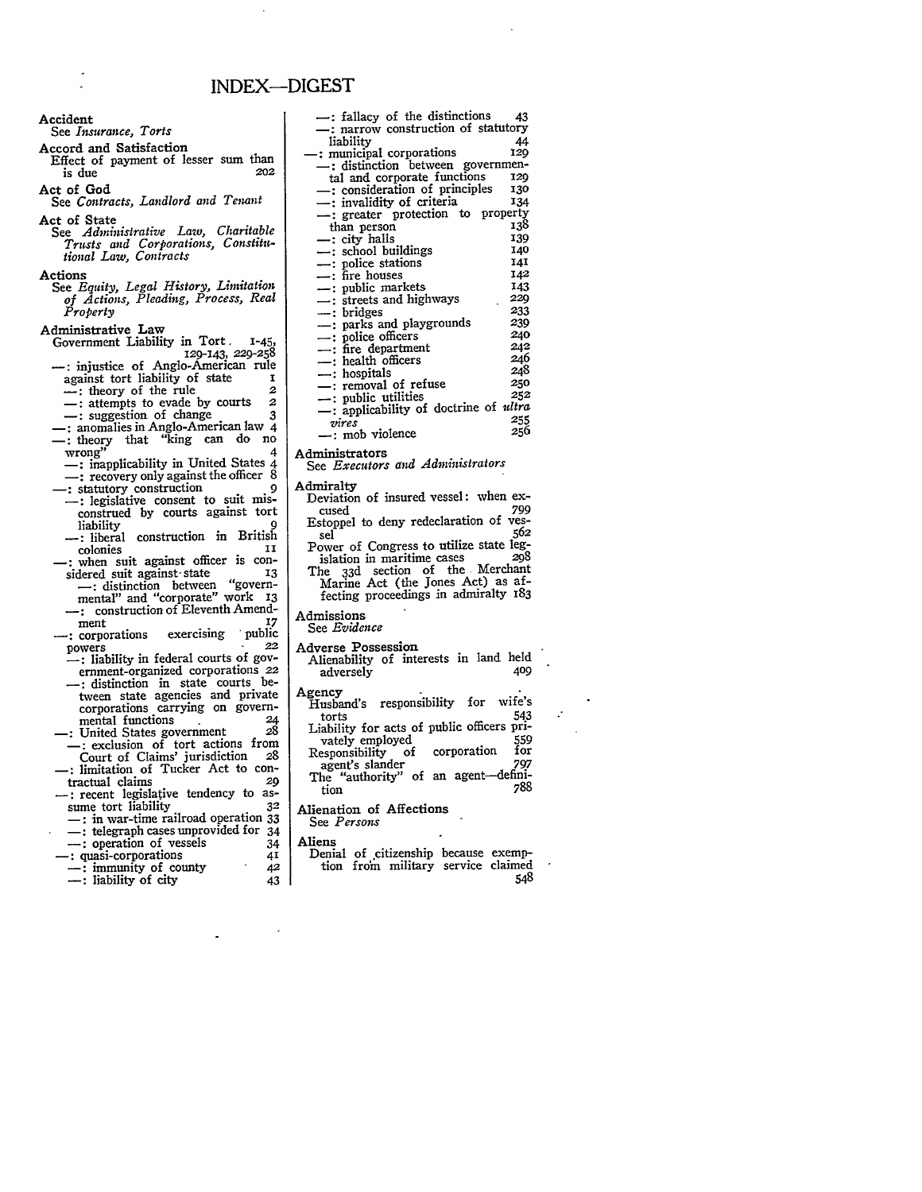# INDEX—DIGEST

**Accident**
See *Insurance, Torts*

**Accord and Satisfaction**
Effect of payment of lesser sum than is due 202

**Act of God**
See *Contracts, Landlord and Tenant*

**Act of State**
See *Administrative Law, Charitable Trusts and Corporations, Constitutional Law, Contracts*

**Actions**
See *Equity, Legal History, Limitation of Actions, Pleading, Process, Real Property*

**Administrative Law**
Government Liability in Tort 1-45, 129-143, 229-258
—: injustice of Anglo-American rule against tort liability of state 1
—: theory of the rule 2
—: attempts to evade by courts 2
—: suggestion of change 3
—: anomalies in Anglo-American law 4
—: theory that "king can do no wrong" 4
—: inapplicability in United States 4
—: recovery only against the officer 8
—: statutory construction 9
—: legislative consent to suit misconstrued by courts against tort liability 9
—: liberal construction in British colonies 11
—: when suit against officer is considered suit against state 13
—: distinction between "governmental" and "corporate" work 13
—: construction of Eleventh Amendment 17
—: corporations exercising public powers 22
—: liability in federal courts of government-organized corporations 22
—: distinction in state courts between state agencies and private corporations carrying on governmental functions 24
—: United States government 28
—: exclusion of tort actions from Court of Claims' jurisdiction 28
—: limitation of Tucker Act to contractual claims 29
—: recent legislative tendency to assume tort liability 32
—: in war-time railroad operation 33
—: telegraph cases unprovided for 34
—: operation of vessels 34
—: quasi-corporations 41
—: immunity of county 42
—: liability of city 43
—: fallacy of the distinctions 43
—: narrow construction of statutory liability 44
—: municipal corporations 129
—: distinction between governmental and corporate functions 129
—: consideration of principles 130
—: invalidity of criteria 134
—: greater protection to property than person 138
—: city halls 139
—: school buildings 140
—: police stations 141
—: fire houses 142
—: public markets 143
—: streets and highways 229
—: bridges 233
—: parks and playgrounds 239
—: police officers 240
—: fire department 242
—: health officers 246
—: hospitals 248
—: removal of refuse 250
—: public utilities 252
—: applicability of doctrine of *ultra vires* 255
—: mob violence 256

**Administrators**
See *Executors and Administrators*

**Admiralty**
Deviation of insured vessel: when excused 799
Estoppel to deny redeclaration of vessel 562
Power of Congress to utilize state legislation in maritime cases 298
The 33d section of the Merchant Marine Act (the Jones Act) as affecting proceedings in admiralty 183

**Admissions**
See *Evidence*

**Adverse Possession**
Alienability of interests in land held adversely 409

**Agency**
Husband's responsibility for wife's torts 543
Liability for acts of public officers privately employed 559
Responsibility of corporation for agent's slander 797
The "authority" of an agent—definition 788

**Alienation of Affections**
See *Persons*

**Aliens**
Denial of citizenship because exemption from military service claimed 548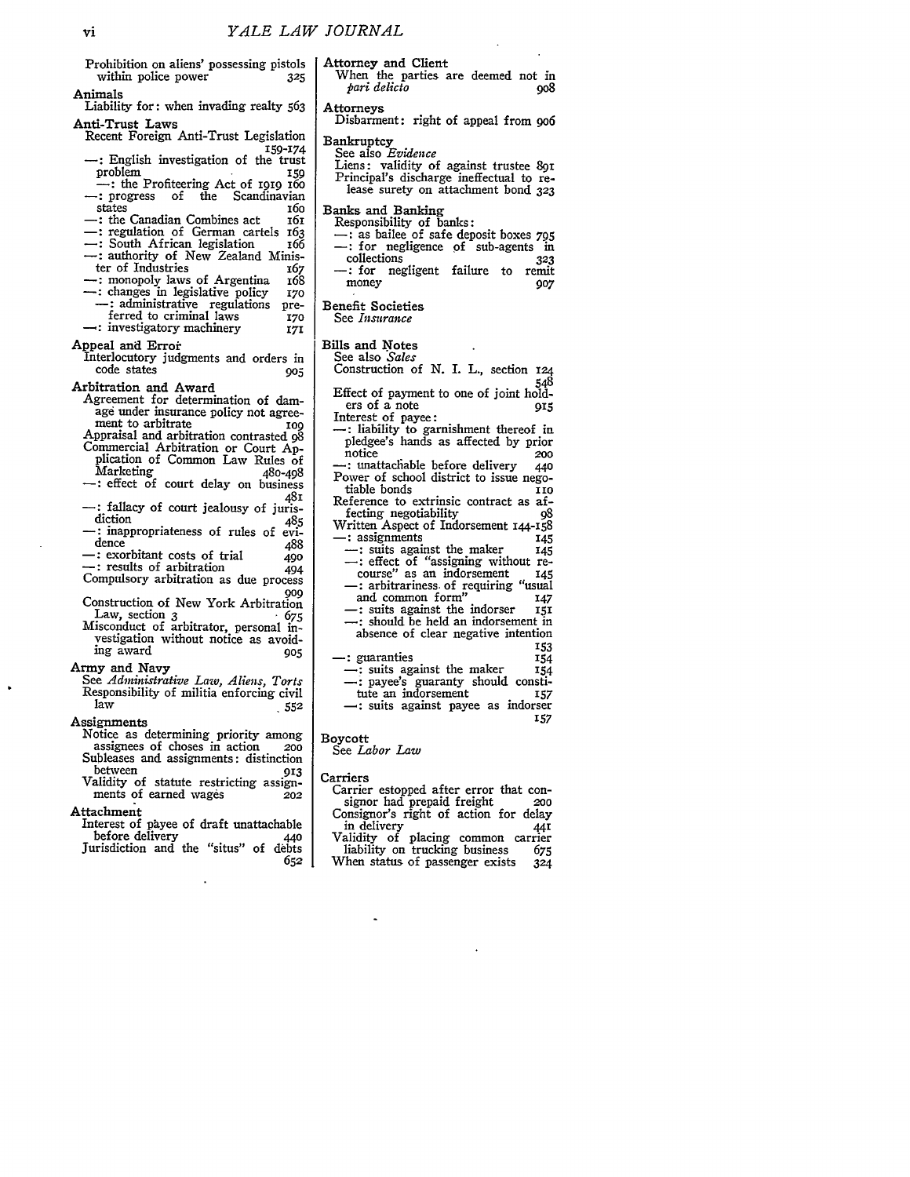Prohibition on aliens' possessing pistols within police power 325

**Animals**

Liability for: when invading realty 563

**Anti-Trust Laws**

Recent Foreign Anti-Trust Legislation 159-174
—: English investigation of the trust problem 159
—: the Profiteering Act of 1919 160
—: progress of the Scandinavian states 160
—: the Canadian Combines act 161
—: regulation of German cartels 163
—: South African legislation 166
—: authority of New Zealand Minister of Industries 167
—: monopoly laws of Argentina 168
—: changes in legislative policy 170
—: administrative regulations preferred to criminal laws 170
—: investigatory machinery 171

**Appeal and Error**

Interlocutory judgments and orders in code states 905

**Arbitration and Award**

Agreement for determination of damage under insurance policy not agreement to arbitrate 109
Appraisal and arbitration contrasted 98
Commercial Arbitration or Court Application of Common Law Rules of Marketing 480-498
—: effect of court delay on business 481
—: fallacy of court jealousy of jurisdiction 485
—: inappropriateness of rules of evidence 488
—: exorbitant costs of trial 490
—: results of arbitration 494
Compulsory arbitration as due process 909
Construction of New York Arbitration Law, section 3 675
Misconduct of arbitrator, personal investigation without notice as avoiding award 905

**Army and Navy**

See *Administrative Law, Aliens, Torts*
Responsibility of militia enforcing civil law 552

**Assignments**

Notice as determining priority among assignees of choses in action 200
Subleases and assignments: distinction between 913
Validity of statute restricting assignments of earned wages 202

**Attachment**

Interest of payee of draft unattachable before delivery 440
Jurisdiction and the "situs" of debts 652

**Attorney and Client**

When the parties are deemed not in *pari delicto* 908

**Attorneys**

Disbarment: right of appeal from 906

**Bankruptcy**

See also *Evidence*
Liens: validity of against trustee 891
Principal's discharge ineffectual to release surety on attachment bond 323

**Banks and Banking**

Responsibility of banks:
—: as bailee of safe deposit boxes 795
—: for negligence of sub-agents in collections 323
—: for negligent failure to remit money 907

**Benefit Societies**

See *Insurance*

**Bills and Notes**

See also *Sales*
Construction of N. I. L., section 124 548
Effect of payment to one of joint holders of a note 915
Interest of payee:
—: liability to garnishment thereof in pledgee's hands as affected by prior notice 200
—: unattachable before delivery 440
Power of school district to issue negotiable bonds 110
Reference to extrinsic contract as affecting negotiability 98
Written Aspect of Indorsement 144-158
—: assignments 145
—: suits against the maker 145
—: effect of "assigning without recourse" as an indorsement 145
—: arbitrariness of requiring "usual and common form" 147
—: suits against the indorser 151
—: should be held an indorsement in absence of clear negative intention 153
—: guaranties 154
—: suits against the maker 154
—: payee's guaranty should constitute an indorsement 157
—: suits against payee as indorser 157

**Boycott**

See *Labor Law*

**Carriers**

Carrier estopped after error that consignor had prepaid freight 200
Consignor's right of action for delay in delivery 441
Validity of placing common carrier liability on trucking business 675
When status of passenger exists 324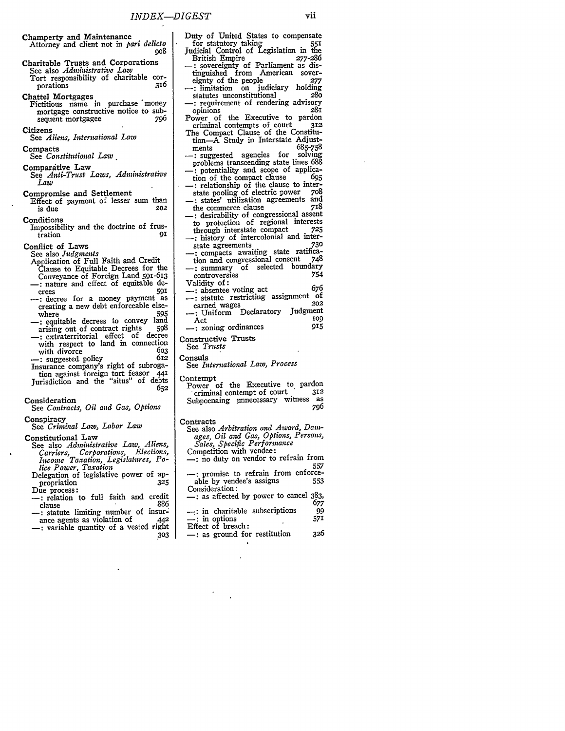**Champerty and Maintenance**
Attorney and client not in *pari delicto* 908

**Charitable Trusts and Corporations**
See also *Administrative Law*
Tort responsibility of charitable corporations 316

**Chattel Mortgages**
Fictitious name in purchase money mortgage constructive notice to subsequent mortgagee 796

**Citizens**
See *Aliens, International Law*

**Compacts**
See *Constitutional Law*

**Comparative Law**
See *Anti-Trust Laws, Administrative Law*

**Compromise and Settlement**
Effect of payment of lesser sum than is due 202

**Conditions**
Impossibility and the doctrine of frustration 91

**Conflict of Laws**
See also *Judgments*
Application of Full Faith and Credit Clause to Equitable Decrees for the Conveyance of Foreign Land 591-613
—: nature and effect of equitable decrees 591
—: decree for a money payment as creating a new debt enforceable elsewhere 595
—: equitable decrees to convey land arising out of contract rights 598
—: extraterritorial effect of decree with respect to land in connection with divorce 603
—: suggested policy 612
Insurance company's right of subrogation against foreign tort feasor 441
Jurisdiction and the "situs" of debts 652

**Consideration**
See *Contracts, Oil and Gas, Options*

**Conspiracy**
See *Criminal Law, Labor Law*

**Constitutional Law**
See also *Administrative Law, Aliens, Carriers, Corporations, Elections, Income Taxation, Legislatures, Police Power, Taxation*
Delegation of legislative power of appropriation 325
Due process:
—: relation to full faith and credit clause 886
—: statute limiting number of insurance agents as violation of 442
—: variable quantity of a vested right 303
Duty of United States to compensate for statutory taking 551
Judicial Control of Legislation in the British Empire 277-286
—: sovereignty of Parliament as distinguished from American sovereignty of the people 277
—: limitation on judiciary holding statutes unconstitutional 280
—: requirement of rendering advisory opinions 281
Power of the Executive to pardon criminal contempts of court 312
The Compact Clause of the Constitution—A Study in Interstate Adjustments 685-758
—: suggested agencies for solving problems transcending state lines 688
—: potentiality and scope of application of the compact clause 695
—: relationship of the clause to interstate pooling of electric power 708
—: states' utilization agreements and the commerce clause 718
—: desirability of congressional assent to protection of regional interests through interstate compact 725
—: history of intercolonial and interstate agreements 730
—: compacts awaiting state ratification and congressional consent 748
—: summary of selected boundary controversies 754
Validity of:
—: absentee voting act 676
—: statute restricting assignment of earned wages 202
—: Uniform Declaratory Judgment Act 109
—: zoning ordinances 915

**Constructive Trusts**
See *Trusts*

**Consuls**
See *International Law, Process*

**Contempt**
Power of the Executive to pardon criminal contempt of court 312
Subpoenaing unnecessary witness as 796

**Contracts**
See also *Arbitration and Award, Damages, Oil and Gas, Options, Persons, Sales, Specific Performance*
Competition with vendee:
—: no duty on vendor to refrain from 557
—: promise to refrain from enforceable by vendee's assigns 553
Consideration:
—: as affected by power to cancel 383, 677
—: in charitable subscriptions 99
—: in options 571
Effect of breach:
—: as ground for restitution 326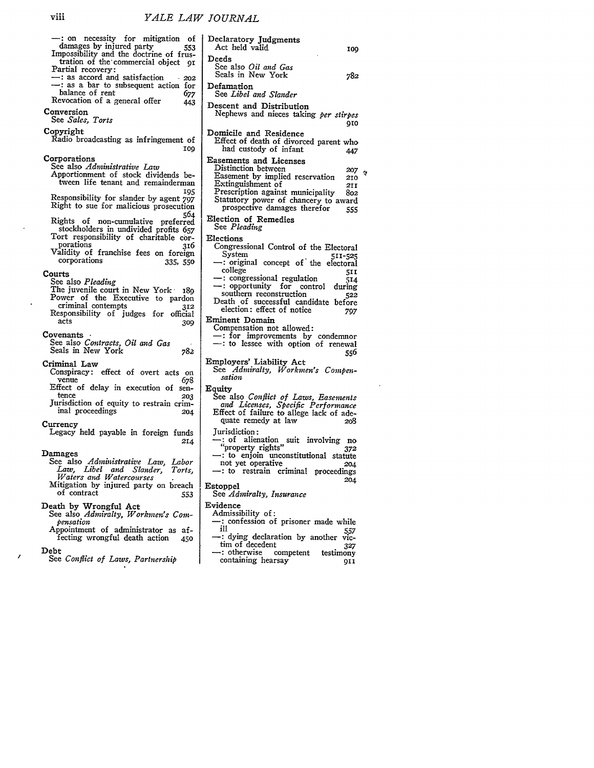—: on necessity for mitigation of damages by injured party 553
Impossibility and the doctrine of frustration of the commercial object 91
Partial recovery:
—: as accord and satisfaction 202
—: as a bar to subsequent action for balance of rent 677
Revocation of a general offer 443

**Conversion**
See *Sales, Torts*

**Copyright**
Radio broadcasting as infringement of 109

**Corporations**
See also *Administrative Law*
Apportionment of stock dividends between life tenant and remainderman 195
Responsibility for slander by agent 797
Right to sue for malicious prosecution 564
Rights of non-cumulative preferred stockholders in undivided profits 657
Tort responsibility of charitable corporations 316
Validity of franchise fees on foreign corporations 335, 550

**Courts**
See also *Pleading*
The juvenile court in New York 189
Power of the Executive to pardon criminal contempts 312
Responsibility of judges for official acts 309

**Covenants**
See also *Contracts, Oil and Gas*
Seals in New York 782

**Criminal Law**
Conspiracy: effect of overt acts on venue 678
Effect of delay in execution of sentence 203
Jurisdiction of equity to restrain criminal proceedings 204

**Currency**
Legacy held payable in foreign funds 214

**Damages**
See also *Administrative Law, Labor Law, Libel and Slander, Torts, Waters and Watercourses*
Mitigation by injured party on breach of contract 553

**Death by Wrongful Act**
See also *Admiralty, Workmen's Compensation*
Appointment of administrator as affecting wrongful death action 450

**Debt**
See *Conflict of Laws, Partnership*

**Declaratory Judgments**
Act held valid 109

**Deeds**
See also *Oil and Gas*
Seals in New York 782

**Defamation**
See *Libel and Slander*

**Descent and Distribution**
Nephews and nieces taking *per stirpes* 910

**Domicile and Residence**
Effect of death of divorced parent who had custody of infant 447

**Easements and Licenses**
Distinction between 207
Easement by implied reservation 210
Extinguishment of 211
Prescription against municipality 802
Statutory power of chancery to award prospective damages therefor 555

**Election of Remedies**
See *Pleading*

**Elections**
Congressional Control of the Electoral System 511-525
—: original concept of the electoral college 511
—: congressional regulation 514
—: opportunity for control during southern reconstruction 522
Death of successful candidate before election: effect of notice 797

**Eminent Domain**
Compensation not allowed:
—: for improvements by condemnor
—: to lessee with option of renewal 556

**Employers' Liability Act**
See *Admiralty, Workmen's Compensation*

**Equity**
See also *Conflict of Laws, Easements and Licenses, Specific Performance*
Effect of failure to allege lack of adequate remedy at law 208
Jurisdiction:
—: of alienation suit involving no "property rights" 372
—: to enjoin unconstitutional statute not yet operative 204
—: to restrain criminal proceedings 204

**Estoppel**
See *Admiralty, Insurance*

**Evidence**
Admissibility of:
—: confession of prisoner made while ill 557
—: dying declaration by another victim of decedent 327
—: otherwise competent testimony containing hearsay 911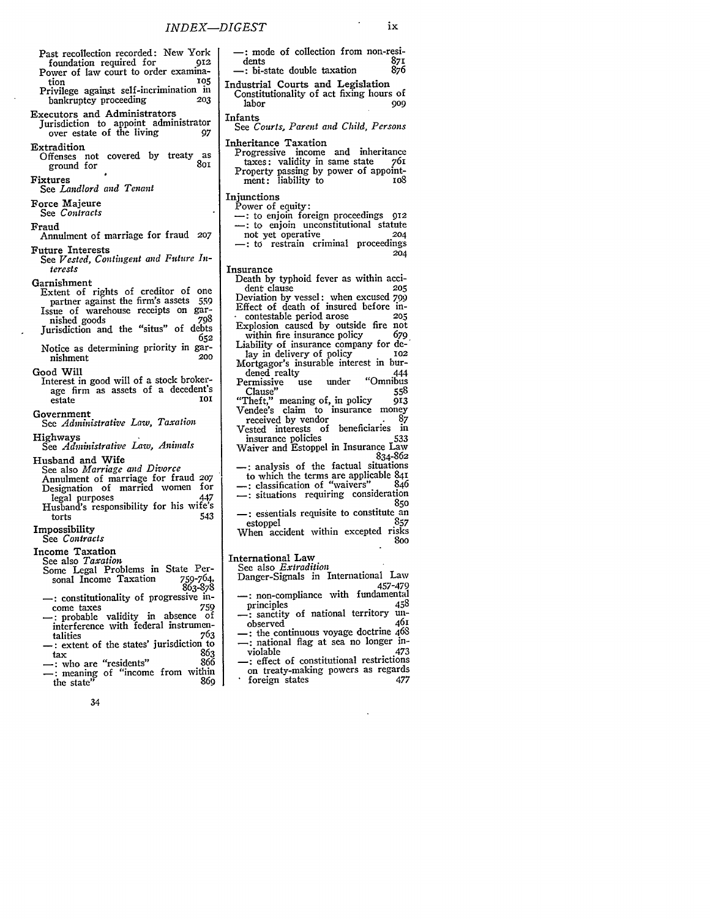Past recollection recorded: New York foundation required for 912
Power of law court to order examination 105
Privilege against self-incrimination in bankruptcy proceeding 203

**Executors and Administrators**
Jurisdiction to appoint administrator over estate of the living 97

**Extradition**
Offenses not covered by treaty as ground for 801

**Fixtures**
See *Landlord and Tenant*

**Force Majeure**
See *Contracts*

**Fraud**
Annulment of marriage for fraud 207

**Future Interests**
See *Vested, Contingent and Future Interests*

**Garnishment**
Extent of rights of creditor of one partner against the firm's assets 559
Issue of warehouse receipts on garnished goods 798
Jurisdiction and the "situs" of debts 652
Notice as determining priority in garnishment 200

**Good Will**
Interest in good will of a stock brokerage firm as assets of a decedent's estate 101

**Government**
See *Administrative Law, Taxation*

**Highways**
See *Administrative Law, Animals*

**Husband and Wife**
See also *Marriage and Divorce*
Annulment of marriage for fraud 207
Designation of married women for legal purposes 447
Husband's responsibility for his wife's torts 543

**Impossibility**
See *Contracts*

**Income Taxation**
See also *Taxation*
Some Legal Problems in State Personal Income Taxation 759-764, 863-878
—: constitutionality of progressive income taxes 759
—: probable validity in absence of interference with federal instrumentalities 763
—: extent of the states' jurisdiction to tax 863
—: who are "residents" 866
—: meaning of "income from within the state" 869
—: mode of collection from non-residents 871
—: bi-state double taxation 876

**Industrial Courts and Legislation**
Constitutionality of act fixing hours of labor 909

**Infants**
See *Courts, Parent and Child, Persons*

**Inheritance Taxation**
Progressive income and inheritance taxes: validity in same state 761
Property passing by power of appointment: liability to 108

**Injunctions**
Power of equity:
—: to enjoin foreign proceedings 912
—: to enjoin unconstitutional statute not yet operative 204
—: to restrain criminal proceedings 204

**Insurance**
Death by typhoid fever as within accident clause 205
Deviation by vessel: when excused 799
Effect of death of insured before incontestable period arose 205
Explosion caused by outside fire not within fire insurance policy 679
Liability of insurance company for delay in delivery of policy 102
Mortgagor's insurable interest in burdened realty 444
Permissive use under "Omnibus Clause" 558
"Theft," meaning of, in policy 913
Vendee's claim to insurance money received by vendor 87
Vested interests of beneficiaries in insurance policies 533
Waiver and Estoppel in Insurance Law 834-862
—: analysis of the factual situations to which the terms are applicable 841
—: classification of "waivers" 846
—: situations requiring consideration 850
—: essentials requisite to constitute an estoppel 857
When accident within excepted risks 800

**International Law**
See also *Extradition*
Danger-Signals in International Law 457-479
—: non-compliance with fundamental principles 458
—: sanctity of national territory unobserved 461
—: the continuous voyage doctrine 468
—: national flag at sea no longer inviolable 473
—: effect of constitutional restrictions on treaty-making powers as regards foreign states 477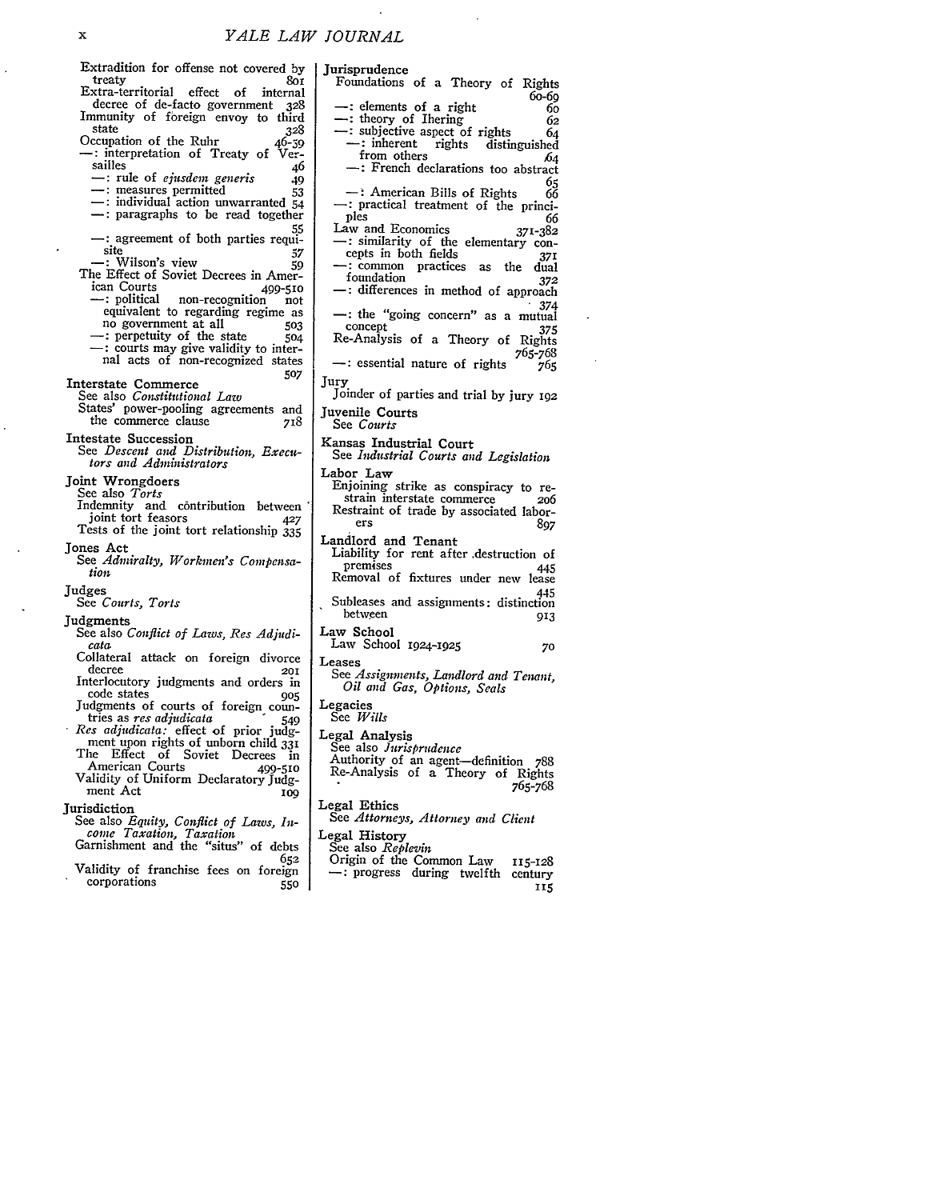Extradition for offense not covered by treaty 801
Extra-territorial effect of internal decree of de-facto government 328
Immunity of foreign envoy to third state 328
Occupation of the Ruhr 46-59
—: interpretation of Treaty of Versailles 46
—: rule of *ejusdem generis* 49
—: measures permitted 53
—: individual action unwarranted 54
—: paragraphs to be read together 55
—: agreement of both parties requisite 57
—: Wilson's view 59
The Effect of Soviet Decrees in American Courts 499-510
—: political non-recognition not equivalent to regarding regime as no government at all 503
—: perpetuity of the state 504
—: courts may give validity to internal acts of non-recognized states 507

**Interstate Commerce**
See also *Constitutional Law*
States' power-pooling agreements and the commerce clause 718

**Intestate Succession**
See *Descent and Distribution, Executors and Administrators*

**Joint Wrongdoers**
See also *Torts*
Indemnity and contribution between joint tort feasors 427
Tests of the joint tort relationship 335

**Jones Act**
See *Admiralty, Workmen's Compensation*

**Judges**
See *Courts, Torts*

**Judgments**
See also *Conflict of Laws, Res Adjudicata*
Collateral attack on foreign divorce decree 201
Interlocutory judgments and orders in code states 905
Judgments of courts of foreign countries as *res adjudicata* 549
*Res adjudicata*: effect of prior judgment upon rights of unborn child 331
The Effect of Soviet Decrees in American Courts 499-510
Validity of Uniform Declaratory Judgment Act 109

**Jurisdiction**
See also *Equity, Conflict of Laws, Income Taxation, Taxation*
Garnishment and the "situs" of debts 652
Validity of franchise fees on foreign corporations 550

**Jurisprudence**
Foundations of a Theory of Rights 60-69
—: elements of a right 60
—: theory of Ihering 62
—: subjective aspect of rights 64
—: inherent rights distinguished from others 64
—: French declarations too abstract 65
—: American Bills of Rights 66
—: practical treatment of the principles 66
Law and Economics 371-382
—: similarity of the elementary concepts in both fields 371
—: common practices as the dual foundation 372
—: differences in method of approach 374
—: the "going concern" as a mutual concept 375
Re-Analysis of a Theory of Rights 765-768
—: essential nature of rights 765

**Jury**
Joinder of parties and trial by jury 192

**Juvenile Courts**
See *Courts*

**Kansas Industrial Court**
See *Industrial Courts and Legislation*

**Labor Law**
Enjoining strike as conspiracy to restrain interstate commerce 206
Restraint of trade by associated laborers 897

**Landlord and Tenant**
Liability for rent after destruction of premises 445
Removal of fixtures under new lease 445
Subleases and assignments: distinction between 913

**Law School**
Law School 1924-1925 70

**Leases**
See *Assignments, Landlord and Tenant, Oil and Gas, Options, Seals*

**Legacies**
See *Wills*

**Legal Analysis**
See also *Jurisprudence*
Authority of an agent—definition 788
Re-Analysis of a Theory of Rights 765-768

**Legal Ethics**
See *Attorneys, Attorney and Client*

**Legal History**
See also *Replevin*
Origin of the Common Law 115-128
—: progress during twelfth century 115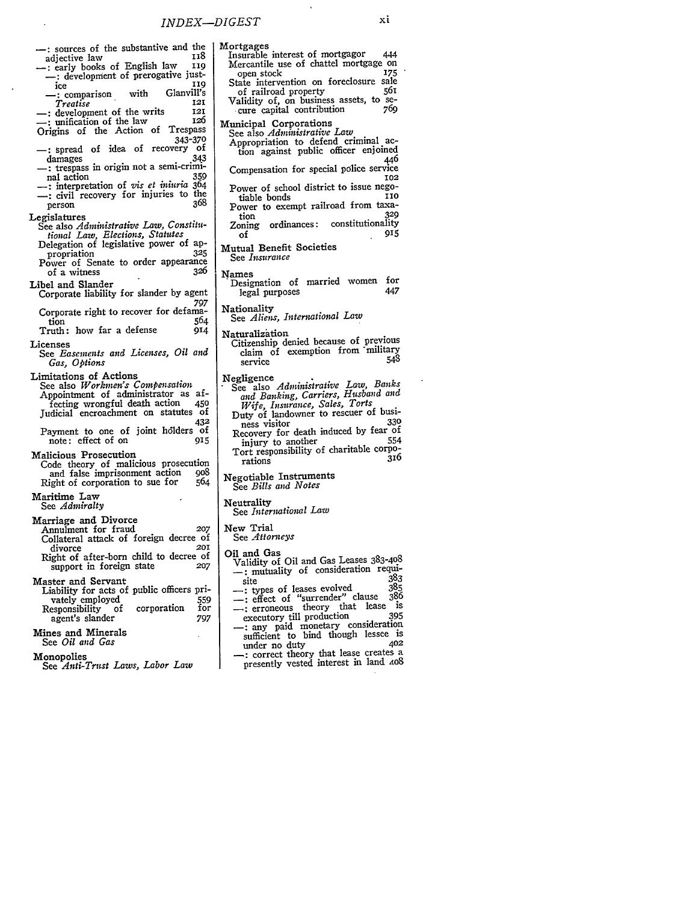—: sources of the substantive and the adjective law 118
—: early books of English law 119
—: development of prerogative justice 119
—: comparison with Glanvill's *Treatise* 121
—: development of the writs 121
—: unification of the law 126

Origins of the Action of Trespass 343-370
—: spread of idea of recovery of damages 343
—: trespass in origin not a semi-criminal action 359
—: interpretation of *vis et iniuria* 364
—: civil recovery for injuries to the person 368

**Legislatures**
See also *Administrative Law, Constitutional Law, Elections, Statutes*
Delegation of legislative power of appropriation 325
Power of Senate to order appearance of a witness 326

**Libel and Slander**
Corporate liability for slander by agent 797
Corporate right to recover for defamation 564
Truth: how far a defense 914

**Licenses**
See *Easements and Licenses, Oil and Gas, Options*

**Limitations of Actions**
See also *Workmen's Compensation*
Appointment of administrator as affecting wrongful death action 450
Judicial encroachment on statutes of 432
Payment to one of joint holders of note: effect of on 915

**Malicious Prosecution**
Code theory of malicious prosecution and false imprisonment action 908
Right of corporation to sue for 564

**Maritime Law**
See *Admiralty*

**Marriage and Divorce**
Annulment for fraud 207
Collateral attack of foreign decree of divorce 201
Right of after-born child to decree of support in foreign state 207

**Master and Servant**
Liability for acts of public officers privately employed 559
Responsibility of corporation for agent's slander 797

**Mines and Minerals**
See *Oil and Gas*

**Monopolies**
See *Anti-Trust Laws, Labor Law*

**Mortgages**
Insurable interest of mortgagor 444
Mercantile use of chattel mortgage on open stock 175
State intervention on foreclosure sale of railroad property 561
Validity of, on business assets, to secure capital contribution 769

**Municipal Corporations**
See also *Administrative Law*
Appropriation to defend criminal action against public officer enjoined 446
Compensation for special police service 102
Power of school district to issue negotiable bonds 110
Power to exempt railroad from taxation 329
Zoning ordinances: constitutionality of 915

**Mutual Benefit Societies**
See *Insurance*

**Names**
Designation of married women for legal purposes 447

**Nationality**
See *Aliens, International Law*

**Naturalization**
Citizenship denied because of previous claim of exemption from military service 548

**Negligence**
See also *Administrative Law, Banks and Banking, Carriers, Husband and Wife, Insurance, Sales, Torts*
Duty of landowner to rescuer of business visitor 330
Recovery for death induced by fear of injury to another 554
Tort responsibility of charitable corporations 316

**Negotiable Instruments**
See *Bills and Notes*

**Neutrality**
See *International Law*

**New Trial**
See *Attorneys*

**Oil and Gas**
Validity of Oil and Gas Leases 383-408
—: mutuality of consideration requisite 383
—: types of leases evolved 385
—: effect of "surrender" clause 386
—: erroneous theory that lease is executory till production 395
—: any paid monetary consideration sufficient to bind though lessee is under no duty 402
—: correct theory that lease creates a presently vested interest in land 408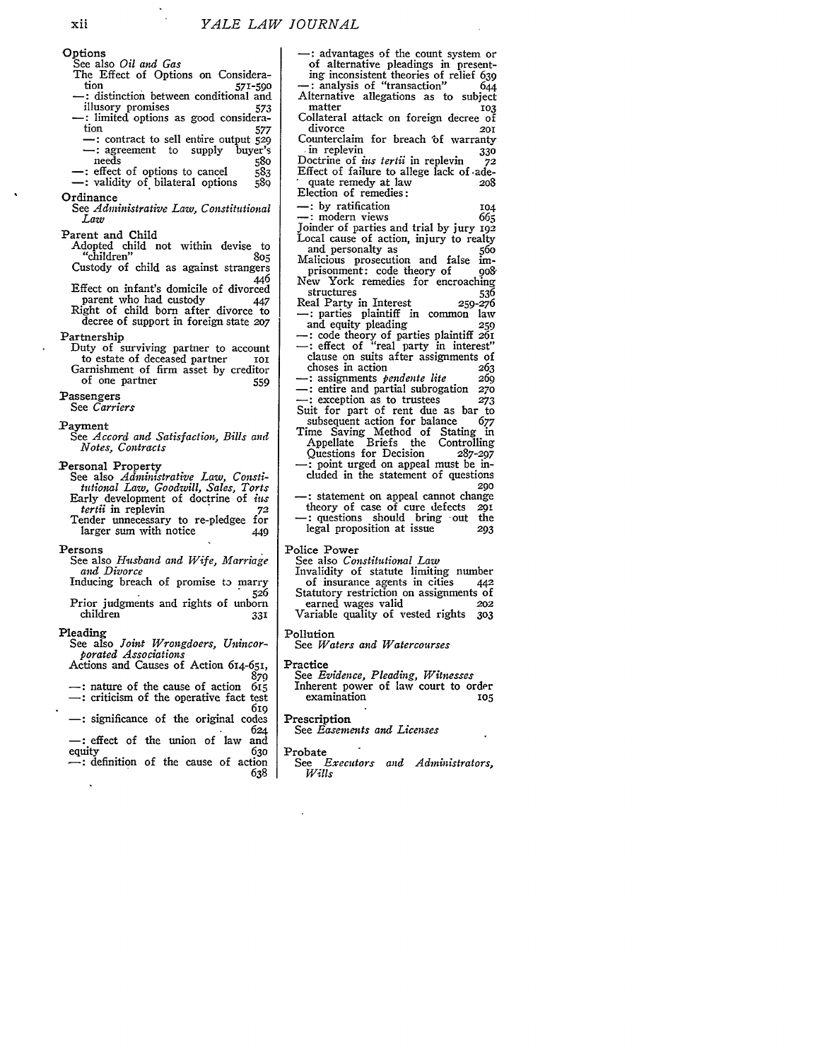**Options**

See also *Oil and Gas*

The Effect of Options on Consideration 571-590

—: distinction between conditional and illusory promises 573

—: limited options as good consideration 577

—: contract to sell entire output 529

—: agreement to supply buyer's needs 580

—: effect of options to cancel 583

—: validity of bilateral options 589

**Ordinance**

See *Administrative Law, Constitutional Law*

**Parent and Child**

Adopted child not within devise to "children" 805

Custody of child as against strangers 446

Effect on infant's domicile of divorced parent who had custody 447

Right of child born after divorce to decree of support in foreign state 207

**Partnership**

Duty of surviving partner to account to estate of deceased partner 101

Garnishment of firm asset by creditor of one partner 559

**Passengers**

See *Carriers*

**Payment**

See *Accord and Satisfaction, Bills and Notes, Contracts*

**Personal Property**

See also *Administrative Law, Constitutional Law, Goodwill, Sales, Torts*

Early development of doctrine of *ius tertii* in replevin 72

Tender unnecessary to re-pledgee for larger sum with notice 449

**Persons**

See also *Husband and Wife, Marriage and Divorce*

Inducing breach of promise to marry 526

Prior judgments and rights of unborn children 331

**Pleading**

See also *Joint Wrongdoers, Unincorporated Associations*

Actions and Causes of Action 614-651, 879

—: nature of the cause of action 615

—: criticism of the operative fact test 619

—: significance of the original codes 624

—: effect of the union of law and equity 630

—: definition of the cause of action 638

—: advantages of the count system or of alternative pleadings in presenting inconsistent theories of relief 639

—: analysis of "transaction" 644

Alternative allegations as to subject matter 103

Collateral attack on foreign decree of divorce 201

Counterclaim for breach of warranty in replevin 330

Doctrine of *ius tertii* in replevin 72

Effect of failure to allege lack of adequate remedy at law 208

Election of remedies:

—: by ratification 104

—: modern views 665

Joinder of parties and trial by jury 192

Local cause of action, injury to realty and personalty as 560

Malicious prosecution and false imprisonment: code theory of 908

New York remedies for encroaching structures 536

Real Party in Interest 259-276

—: parties plaintiff in common law and equity pleading 259

—: code theory of parties plaintiff 261

—: effect of "real party in interest" clause on suits after assignments of choses in action 263

—: assignments *pendente lite* 269

—: entire and partial subrogation 270

—: exception as to trustees 273

Suit for part of rent due as bar to subsequent action for balance 677

Time Saving Method of Stating in Appellate Briefs the Controlling Questions for Decision 287-297

—: point urged on appeal must be included in the statement of questions 290

—: statement on appeal cannot change theory of case of cure defects 291

—: questions should bring out the legal proposition at issue 293

**Police Power**

See also *Constitutional Law*

Invalidity of statute limiting number of insurance agents in cities 442

Statutory restriction on assignments of earned wages valid 202

Variable quality of vested rights 303

**Pollution**

See *Waters and Watercourses*

**Practice**

See *Evidence, Pleading, Witnesses*

Inherent power of law court to order examination 105

**Prescription**

See *Easements and Licenses*

**Probate**

See *Executors and Administrators, Wills*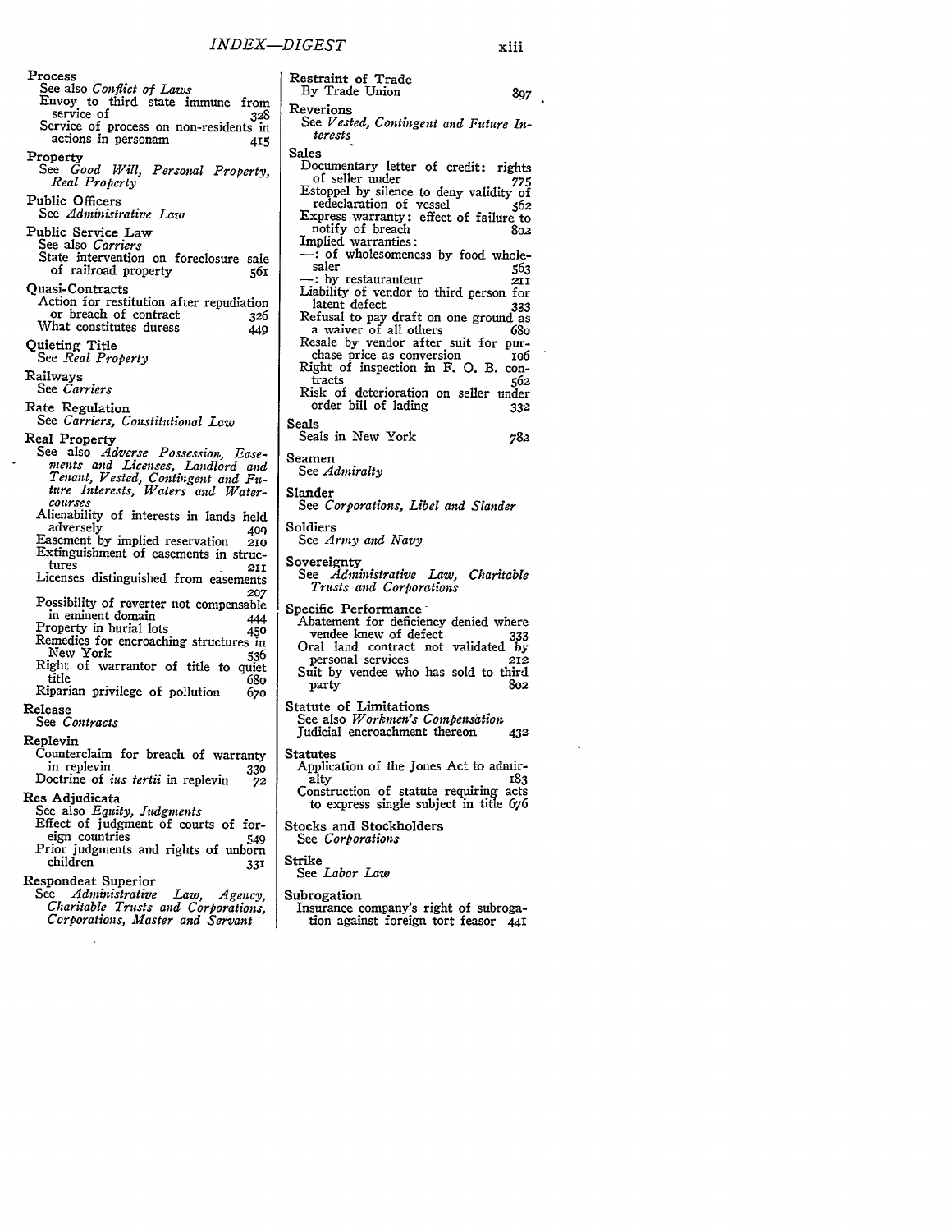**Process**
- See also *Conflict of Laws*
- Envoy to third state immune from service of 328
- Service of process on non-residents in actions in personam 415

**Property**
- See *Good Will, Personal Property, Real Property*

**Public Officers**
- See *Administrative Law*

**Public Service Law**
- See also *Carriers*
- State intervention on foreclosure sale of railroad property 561

**Quasi-Contracts**
- Action for restitution after repudiation or breach of contract 326
- What constitutes duress 449

**Quieting Title**
- See *Real Property*

**Railways**
- See *Carriers*

**Rate Regulation**
- See *Carriers, Constitutional Law*

**Real Property**
- See also *Adverse Possession, Easements and Licenses, Landlord and Tenant, Vested, Contingent and Future Interests, Waters and Watercourses*
- Alienability of interests in lands held adversely 409
- Easement by implied reservation 210
- Extinguishment of easements in structures 211
- Licenses distinguished from easements 207
- Possibility of reverter not compensable in eminent domain 444
- Property in burial lots 450
- Remedies for encroaching structures in New York 536
- Right of warrantor of title to quiet title 680
- Riparian privilege of pollution 670

**Release**
- See *Contracts*

**Replevin**
- Counterclaim for breach of warranty in replevin 330
- Doctrine of *ius tertii* in replevin 72

**Res Adjudicata**
- See also *Equity, Judgments*
- Effect of judgment of courts of foreign countries 549
- Prior judgments and rights of unborn children 331

**Respondeat Superior**
- See *Administrative Law, Agency, Charitable Trusts and Corporations, Corporations, Master and Servant*

**Restraint of Trade**
- By Trade Union 897

**Reverions**
- See *Vested, Contingent and Future Interests*

**Sales**
- Documentary letter of credit: rights of seller under 775
- Estoppel by silence to deny validity of redeclaration of vessel 562
- Express warranty: effect of failure to notify of breach 802
- Implied warranties:
  - —: of wholesomeness by food wholesaler 563
  - —: by restauranteur 211
- Liability of vendor to third person for latent defect 333
- Refusal to pay draft on one ground as a waiver of all others 680
- Resale by vendor after suit for purchase price as conversion 106
- Right of inspection in F. O. B. contracts 562
- Risk of deterioration on seller under order bill of lading 332

**Seals**
- Seals in New York 782

**Seamen**
- See *Admiralty*

**Slander**
- See *Corporations, Libel and Slander*

**Soldiers**
- See *Army and Navy*

**Sovereignty**
- See *Administrative Law, Charitable Trusts and Corporations*

**Specific Performance**
- Abatement for deficiency denied where vendee knew of defect 333
- Oral land contract not validated by personal services 212
- Suit by vendee who has sold to third party 802

**Statute of Limitations**
- See also *Workmen's Compensation*
- Judicial encroachment thereon 432

**Statutes**
- Application of the Jones Act to admiralty 183
- Construction of statute requiring acts to express single subject in title 676

**Stocks and Stockholders**
- See *Corporations*

**Strike**
- See *Labor Law*

**Subrogation**
- Insurance company's right of subrogation against foreign tort feasor 441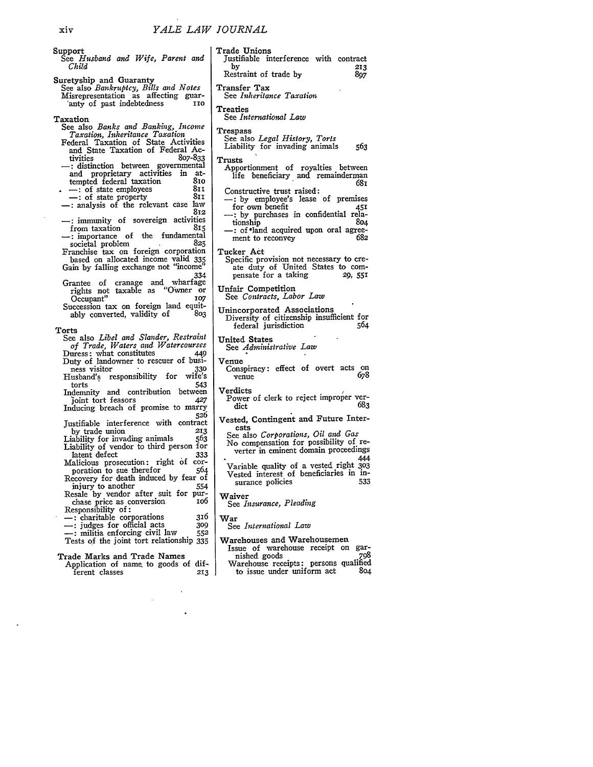**Support**
See *Husband and Wife, Parent and Child*

**Suretyship and Guaranty**
See also *Bankruptcy, Bills and Notes*
Misrepresentation as affecting guaranty of past indebtedness 110

**Taxation**
See also *Banks and Banking, Income Taxation, Inheritance Taxation*
Federal Taxation of State Activities and State Taxation of Federal Activities 807-833
—: distinction between governmental and proprietary activities in attempted federal taxation 810
—: of state employees 811
—: of state property 811
—: analysis of the relevant case law 812
—: immunity of sovereign activities from taxation 815
—: importance of the fundamental societal problem 825
Franchise tax on foreign corporation based on allocated income valid 335
Gain by falling exchange not "income" 334
Grantee of cranage and wharfage rights not taxable as "Owner or Occupant" 107
Succession tax on foreign land equitably converted, validity of 803

**Torts**
See also *Libel and Slander, Restraint of Trade, Waters and Watercourses*
Duress: what constitutes 449
Duty of landowner to rescuer of business visitor 330
Husband's responsibility for wife's torts 543
Indemnity and contribution between joint tort feasors 427
Inducing breach of promise to marry 526
Justifiable interference with contract by trade union 213
Liability for invading animals 563
Liability of vendor to third person for latent defect 333
Malicious prosecution: right of corporation to sue therefor 564
Recovery for death induced by fear of injury to another 554
Resale by vendor after suit for purchase price as conversion 106
Responsibility of:
—: charitable corporations 316
—: judges for official acts 309
—: militia enforcing civil law 552
Tests of the joint tort relationship 335

**Trade Marks and Trade Names**
Application of name to goods of different classes 213

**Trade Unions**
Justifiable interference with contract by 213
Restraint of trade by 897

**Transfer Tax**
See *Inheritance Taxation*

**Treaties**
See *International Law*

**Trespass**
See also *Legal History, Torts*
Liability for invading animals 563

**Trusts**
Apportionment of royalties between life beneficiary and remainderman 681
Constructive trust raised:
—: by employee's lease of premises for own benefit 451
—: by purchases in confidential relationship 804
—: of land acquired upon oral agreement to reconvey 682

**Tucker Act**
Specific provision not necessary to create duty of United States to compensate for a taking 29, 551

**Unfair Competition**
See *Contracts, Labor Law*

**Unincorporated Associations**
Diversity of citizenship insufficient for federal jurisdiction 564

**United States**
See *Administrative Law*

**Venue**
Conspiracy: effect of overt acts on venue 678

**Verdicts**
Power of clerk to reject improper verdict 683

**Vested, Contingent and Future Interests**
See also *Corporations, Oil and Gas*
No compensation for possibility of reverter in eminent domain proceedings 444
Variable quality of a vested right 303
Vested interest of beneficiaries in insurance policies 533

**Waiver**
See *Insurance, Pleading*

**War**
See *International Law*

**Warehouses and Warehousemen**
Issue of warehouse receipt on garnished goods 798
Warehouse receipts: persons qualified to issue under uniform act 804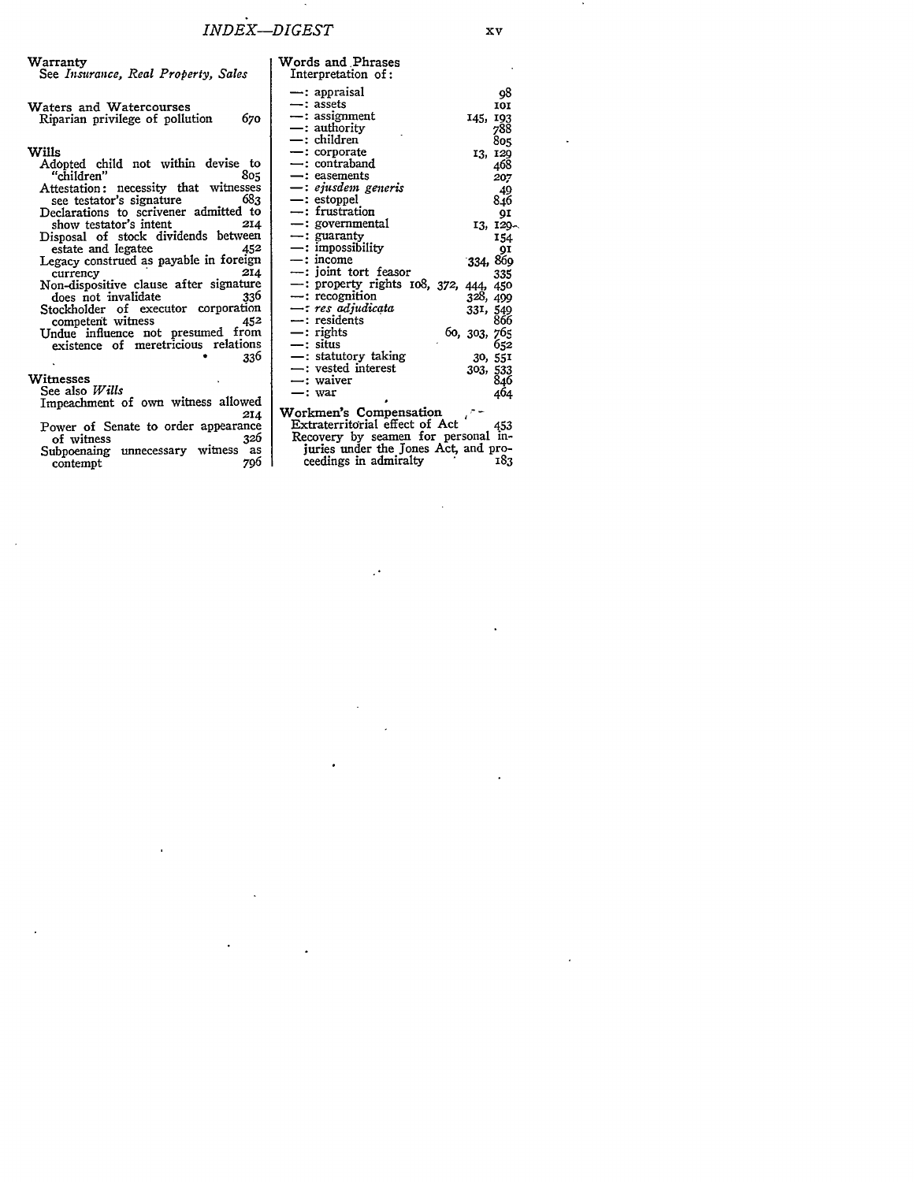**Warranty**
See *Insurance, Real Property, Sales*

**Waters and Watercourses**
Riparian privilege of pollution 670

**Wills**
Adopted child not within devise to "children" 805
Attestation: necessity that witnesses see testator's signature 683
Declarations to scrivener admitted to show testator's intent 214
Disposal of stock dividends between estate and legatee 452
Legacy construed as payable in foreign currency 214
Non-dispositive clause after signature does not invalidate 336
Stockholder of executor corporation competent witness 452
Undue influence not presumed from existence of meretricious relations 336

**Witnesses**
See also *Wills*
Impeachment of own witness allowed 214
Power of Senate to order appearance of witness 326
Subpoenaing unnecessary witness as contempt 796

**Words and Phrases**
Interpretation of:

—: appraisal 98
—: assets 101
—: assignment 145, 193
—: authority 788
—: children 805
—: corporate 13, 129
—: contraband 468
—: easements 207
—: *ejusdem generis* 49
—: estoppel 846
—: frustration 91
—: governmental 13, 129
—: guaranty 154
—: impossibility 91
—: income 334, 869
—: joint tort feasor 335
—: property rights 108, 372, 444, 450
—: recognition 328, 499
—: *res adjudicata* 331, 549
—: residents 866
—: rights 60, 303, 765
—: situs 652
—: statutory taking 30, 551
—: vested interest 303, 533
—: waiver 846
—: war 464

**Workmen's Compensation**
Extraterritorial effect of Act 453
Recovery by seamen for personal injuries under the Jones Act, and proceedings in admiralty 183